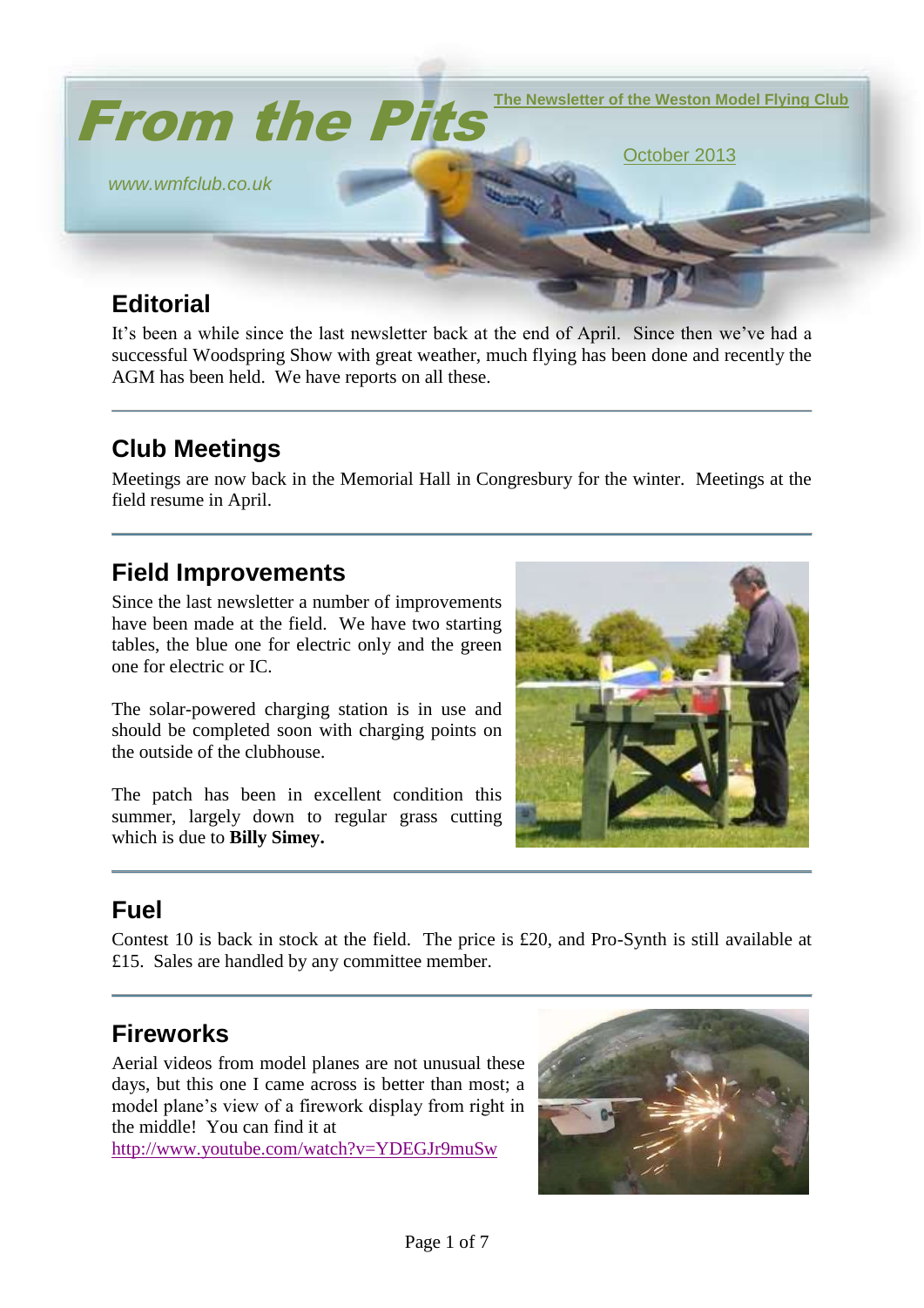# From the Pits

The Newsletter of the Weston Model Flying Club

October 2013

*www.wmfclub.co.uk*

## Editorial

It's been a while since the last newsletter back at the end of April. Since then we've had a successful Woodspring Show with great weather, much flying has been done and recently the AGM has been held. We have reports on all these.

---

## Club Meetings

Meetings are now back in the Memorial Hall in Congresbury for the winter. Meetings at the field resume in April.

---

## Field Improvements

Since the last newsletter a number of improvements have been made at the field. We have two starting tables, the blue one for electric only and the green one for electric or IC.

The solar-powered charging station is in use and should be completed soon with charging points on the outside of the clubhouse.

The patch has been in excellent condition this summer, largely down to regular grass cutting which is due to **Billy Simey.**

---

## Fuel

Contest 10 is back in stock at the field. The price is £20, and Pro-Synth is still available at £15. Sales are handled by any committee member.

---

## Fireworks

Aerial videos from model planes are not unusual these days, but this one I came across is better than most; a model plane's view of a firework display from right in the middle! You can find it at http://www.youtube.com/watch?v=YDEGJr9muSw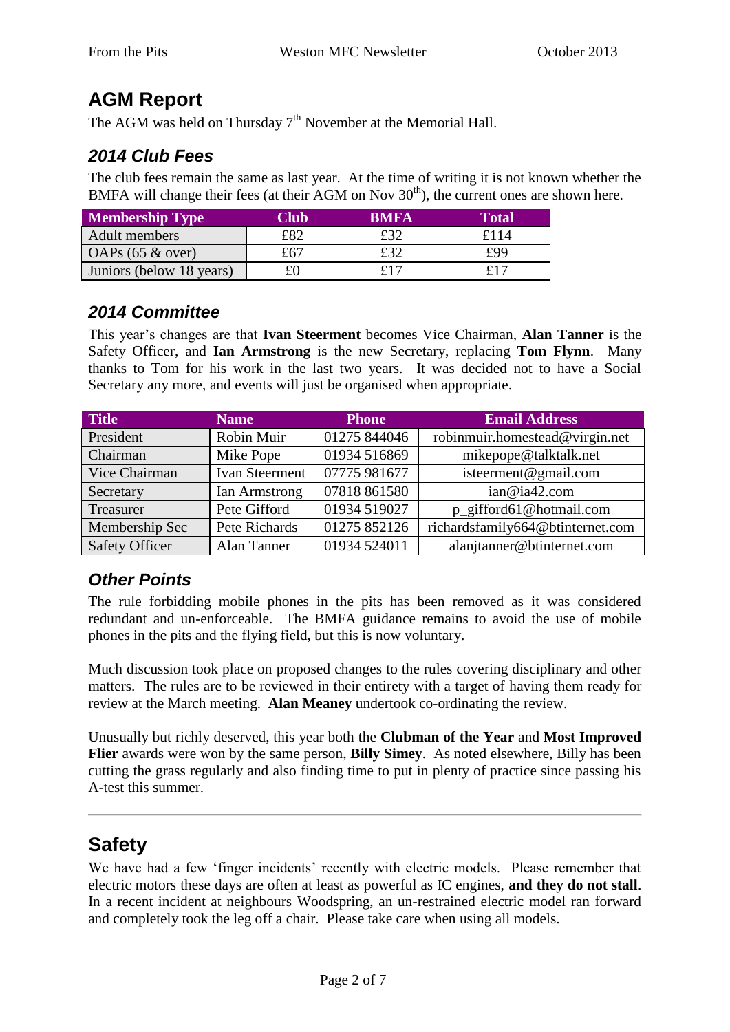# AGM Report

The AGM was held on Thursday 7th November at the Memorial Hall.

## *2014 Club Fees*

The club fees remain the same as last year. At the time of writing it is not known whether the BMFA will change their fees (at their AGM on Nov 30th), the current ones are shown here.

| Membership Type | Club | BMFA | Total |
|---|---|---|---|
| Adult members | £82 | £32 | £114 |
| OAPs (65 & over) | £67 | £32 | £99 |
| Juniors (below 18 years) | £0 | £17 | £17 |

## *2014 Committee*

This year's changes are that **Ivan Steerment** becomes Vice Chairman, **Alan Tanner** is the Safety Officer, and **Ian Armstrong** is the new Secretary, replacing **Tom Flynn**. Many thanks to Tom for his work in the last two years. It was decided not to have a Social Secretary any more, and events will just be organised when appropriate.

| Title | Name | Phone | Email Address |
|---|---|---|---|
| President | Robin Muir | 01275 844046 | robinmuir.homestead@virgin.net |
| Chairman | Mike Pope | 01934 516869 | mikepope@talktalk.net |
| Vice Chairman | Ivan Steerment | 07775 981677 | isteerment@gmail.com |
| Secretary | Ian Armstrong | 07818 861580 | ian@ia42.com |
| Treasurer | Pete Gifford | 01934 519027 | p_gifford61@hotmail.com |
| Membership Sec | Pete Richards | 01275 852126 | richardsfamily664@btinternet.com |
| Safety Officer | Alan Tanner | 01934 524011 | alanjtanner@btinternet.com |

## *Other Points*

The rule forbidding mobile phones in the pits has been removed as it was considered redundant and un-enforceable. The BMFA guidance remains to avoid the use of mobile phones in the pits and the flying field, but this is now voluntary.

Much discussion took place on proposed changes to the rules covering disciplinary and other matters. The rules are to be reviewed in their entirety with a target of having them ready for review at the March meeting. **Alan Meaney** undertook co-ordinating the review.

Unusually but richly deserved, this year both the **Clubman of the Year** and **Most Improved Flier** awards were won by the same person, **Billy Simey**. As noted elsewhere, Billy has been cutting the grass regularly and also finding time to put in plenty of practice since passing his A-test this summer.

# Safety

We have had a few 'finger incidents' recently with electric models. Please remember that electric motors these days are often at least as powerful as IC engines, **and they do not stall**. In a recent incident at neighbours Woodspring, an un-restrained electric model ran forward and completely took the leg off a chair. Please take care when using all models.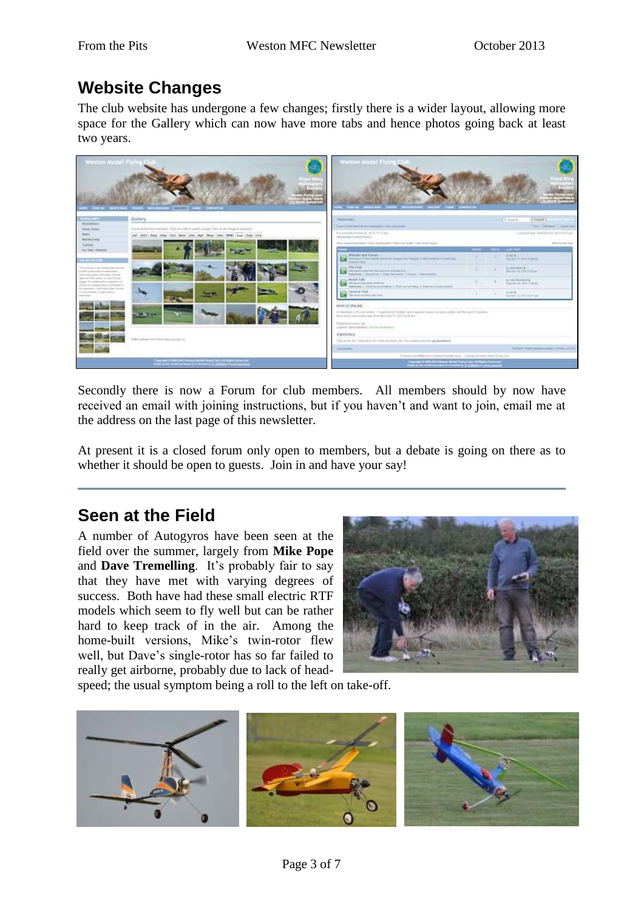## Website Changes

The club website has undergone a few changes; firstly there is a wider layout, allowing more space for the Gallery which can now have more tabs and hence photos going back at least two years.

Secondly there is now a Forum for club members. All members should by now have received an email with joining instructions, but if you haven't and want to join, email me at the address on the last page of this newsletter.

At present it is a closed forum only open to members, but a debate is going on there as to whether it should be open to guests. Join in and have your say!

## Seen at the Field

A number of Autogyros have been seen at the field over the summer, largely from **Mike Pope** and **Dave Tremelling**. It's probably fair to say that they have met with varying degrees of success. Both have had these small electric RTF models which seem to fly well but can be rather hard to keep track of in the air. Among the home-built versions, Mike's twin-rotor flew well, but Dave's single-rotor has so far failed to really get airborne, probably due to lack of head-speed; the usual symptom being a roll to the left on take-off.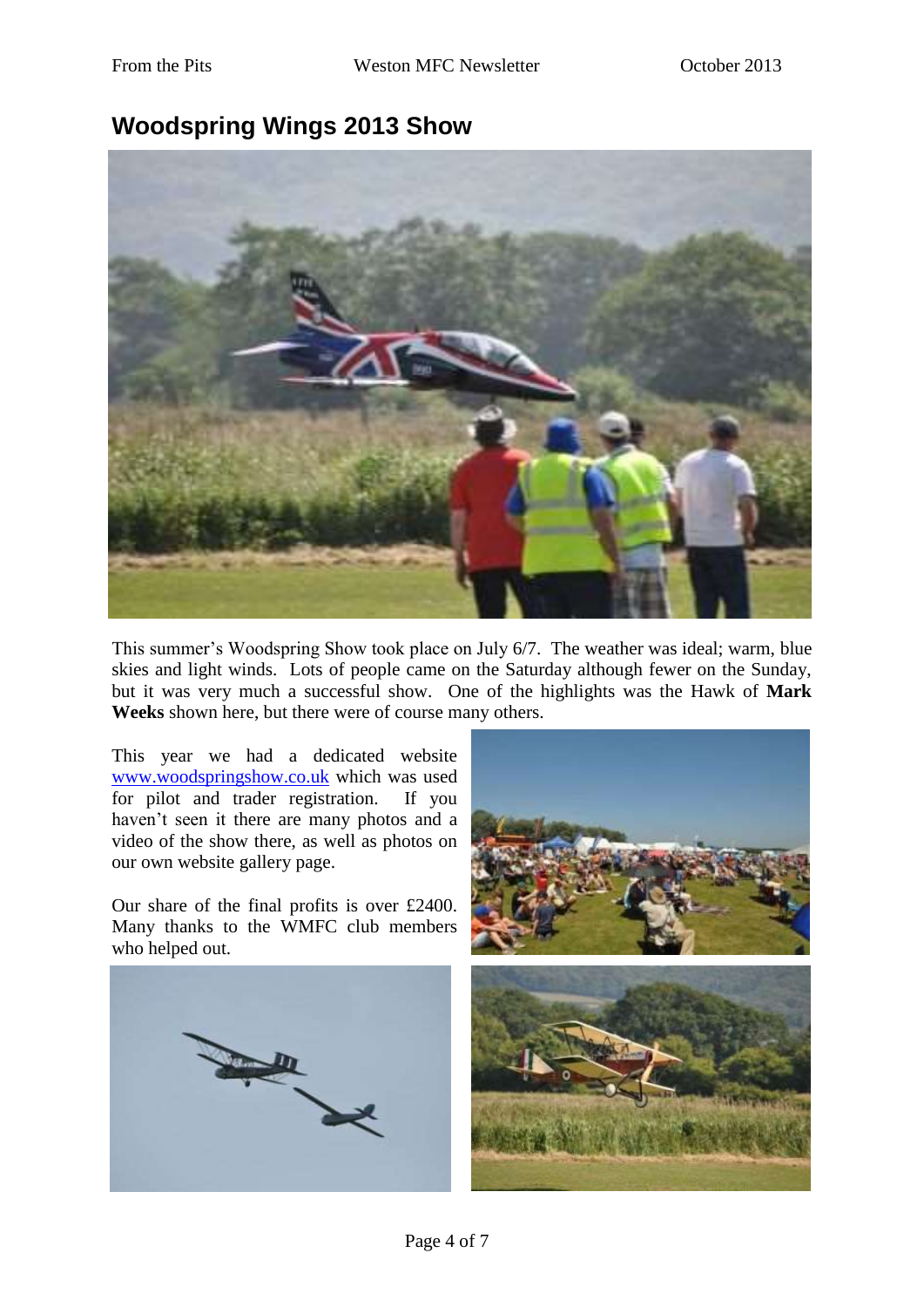# Woodspring Wings 2013 Show

This summer's Woodspring Show took place on July 6/7. The weather was ideal; warm, blue skies and light winds. Lots of people came on the Saturday although fewer on the Sunday, but it was very much a successful show. One of the highlights was the Hawk of **Mark Weeks** shown here, but there were of course many others.

This year we had a dedicated website www.woodspringshow.co.uk which was used for pilot and trader registration. If you haven't seen it there are many photos and a video of the show there, as well as photos on our own website gallery page.

Our share of the final profits is over £2400. Many thanks to the WMFC club members who helped out.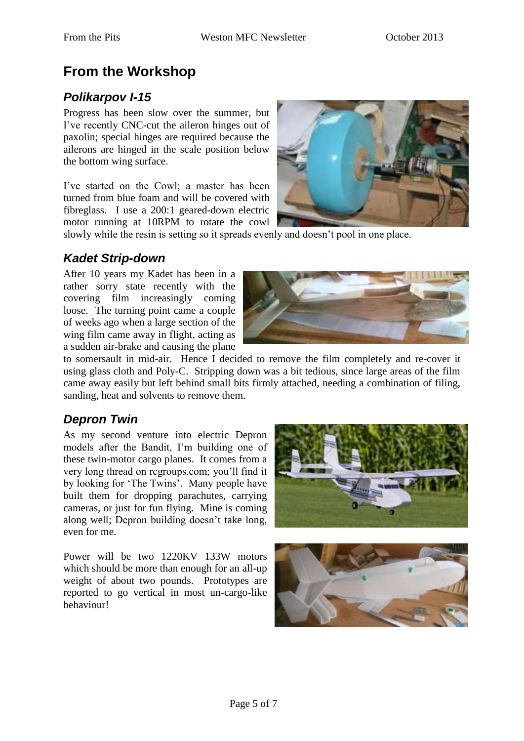# From the Workshop

## *Polikarpov I-15*

Progress has been slow over the summer, but I've recently CNC-cut the aileron hinges out of paxolin; special hinges are required because the ailerons are hinged in the scale position below the bottom wing surface.

I've started on the Cowl; a master has been turned from blue foam and will be covered with fibreglass. I use a 200:1 geared-down electric motor running at 10RPM to rotate the cowl slowly while the resin is setting so it spreads evenly and doesn't pool in one place.

## *Kadet Strip-down*

After 10 years my Kadet has been in a rather sorry state recently with the covering film increasingly coming loose. The turning point came a couple of weeks ago when a large section of the wing film came away in flight, acting as a sudden air-brake and causing the plane to somersault in mid-air. Hence I decided to remove the film completely and re-cover it using glass cloth and Poly-C. Stripping down was a bit tedious, since large areas of the film came away easily but left behind small bits firmly attached, needing a combination of filing, sanding, heat and solvents to remove them.

## *Depron Twin*

As my second venture into electric Depron models after the Bandit, I'm building one of these twin-motor cargo planes. It comes from a very long thread on rcgroups.com; you'll find it by looking for 'The Twins'. Many people have built them for dropping parachutes, carrying cameras, or just for fun flying. Mine is coming along well; Depron building doesn't take long, even for me.

Power will be two 1220KV 133W motors which should be more than enough for an all-up weight of about two pounds. Prototypes are reported to go vertical in most un-cargo-like behaviour!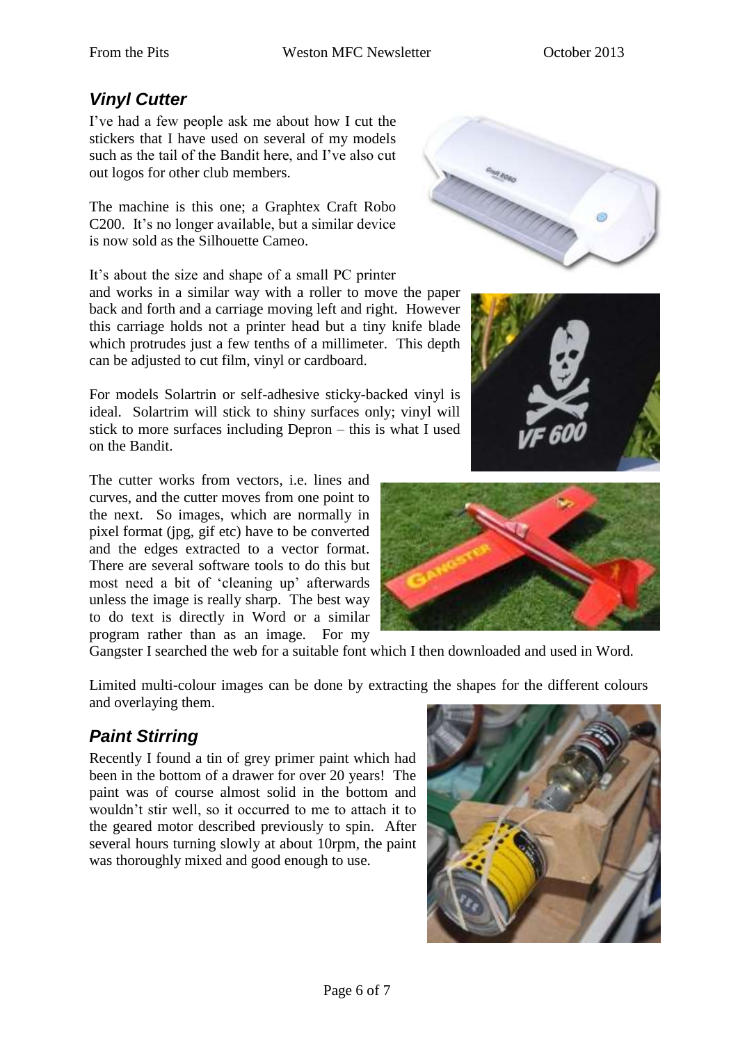## *Vinyl Cutter*

I've had a few people ask me about how I cut the stickers that I have used on several of my models such as the tail of the Bandit here, and I've also cut out logos for other club members.

The machine is this one; a Graphtex Craft Robo C200. It's no longer available, but a similar device is now sold as the Silhouette Cameo.

It's about the size and shape of a small PC printer and works in a similar way with a roller to move the paper back and forth and a carriage moving left and right. However this carriage holds not a printer head but a tiny knife blade which protrudes just a few tenths of a millimeter. This depth can be adjusted to cut film, vinyl or cardboard.

For models Solartrin or self-adhesive sticky-backed vinyl is ideal. Solartrim will stick to shiny surfaces only; vinyl will stick to more surfaces including Depron – this is what I used on the Bandit.

The cutter works from vectors, i.e. lines and curves, and the cutter moves from one point to the next. So images, which are normally in pixel format (jpg, gif etc) have to be converted and the edges extracted to a vector format. There are several software tools to do this but most need a bit of 'cleaning up' afterwards unless the image is really sharp. The best way to do text is directly in Word or a similar program rather than as an image. For my Gangster I searched the web for a suitable font which I then downloaded and used in Word.

Limited multi-colour images can be done by extracting the shapes for the different colours and overlaying them.

## *Paint Stirring*

Recently I found a tin of grey primer paint which had been in the bottom of a drawer for over 20 years! The paint was of course almost solid in the bottom and wouldn't stir well, so it occurred to me to attach it to the geared motor described previously to spin. After several hours turning slowly at about 10rpm, the paint was thoroughly mixed and good enough to use.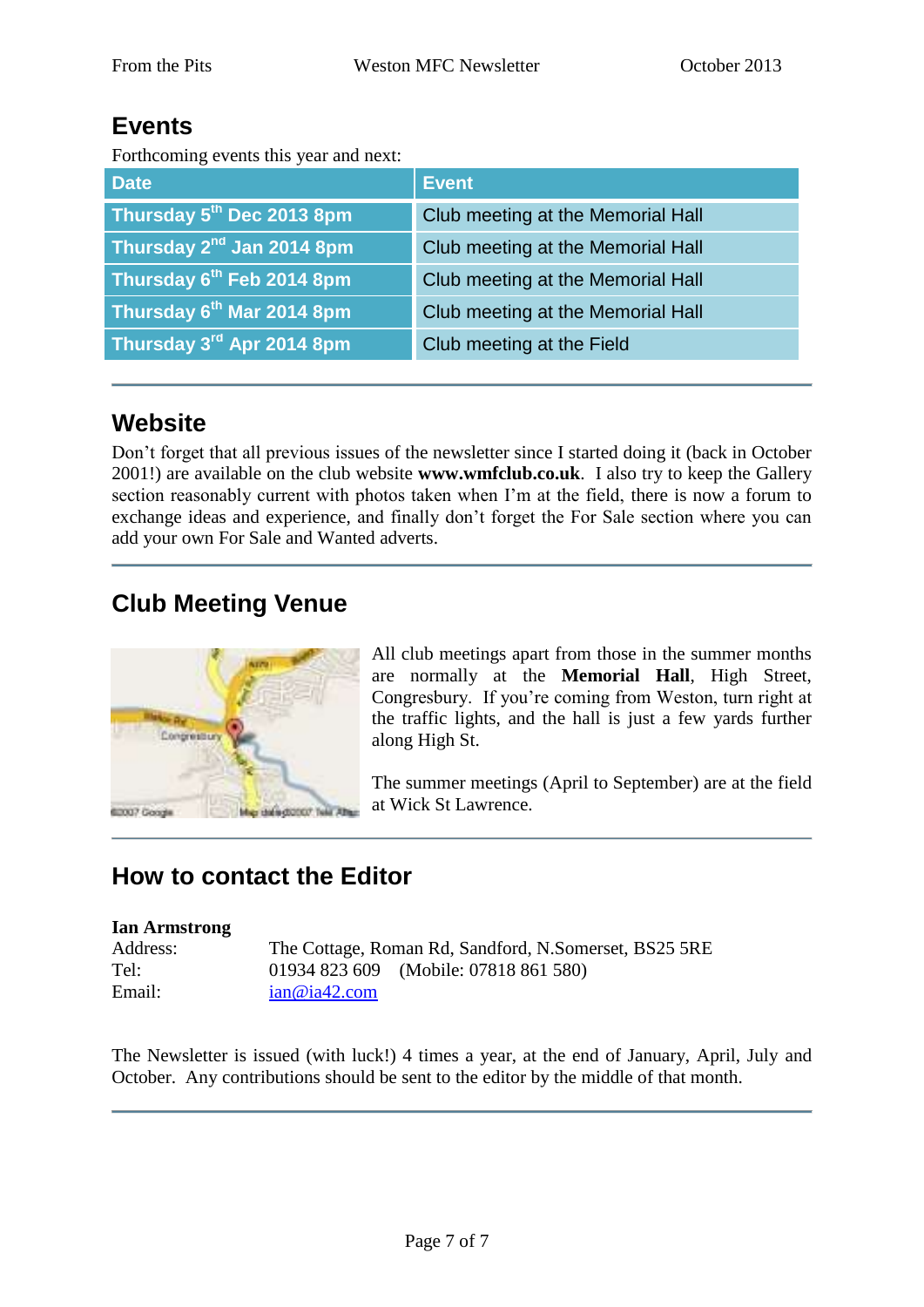## Events

Forthcoming events this year and next:

| Date | Event |
|---|---|
| Thursday 5th Dec 2013 8pm | Club meeting at the Memorial Hall |
| Thursday 2nd Jan 2014 8pm | Club meeting at the Memorial Hall |
| Thursday 6th Feb 2014 8pm | Club meeting at the Memorial Hall |
| Thursday 6th Mar 2014 8pm | Club meeting at the Memorial Hall |
| Thursday 3rd Apr 2014 8pm | Club meeting at the Field |

## Website

Don't forget that all previous issues of the newsletter since I started doing it (back in October 2001!) are available on the club website **www.wmfclub.co.uk**. I also try to keep the Gallery section reasonably current with photos taken when I'm at the field, there is now a forum to exchange ideas and experience, and finally don't forget the For Sale section where you can add your own For Sale and Wanted adverts.

## Club Meeting Venue

All club meetings apart from those in the summer months are normally at the **Memorial Hall**, High Street, Congresbury. If you're coming from Weston, turn right at the traffic lights, and the hall is just a few yards further along High St.

The summer meetings (April to September) are at the field at Wick St Lawrence.

## How to contact the Editor

**Ian Armstrong**

| | |
|---|---|
| Address: | The Cottage, Roman Rd, Sandford, N.Somerset, BS25 5RE |
| Tel: | 01934 823 609 (Mobile: 07818 861 580) |
| Email: | ian@ia42.com |

The Newsletter is issued (with luck!) 4 times a year, at the end of January, April, July and October. Any contributions should be sent to the editor by the middle of that month.